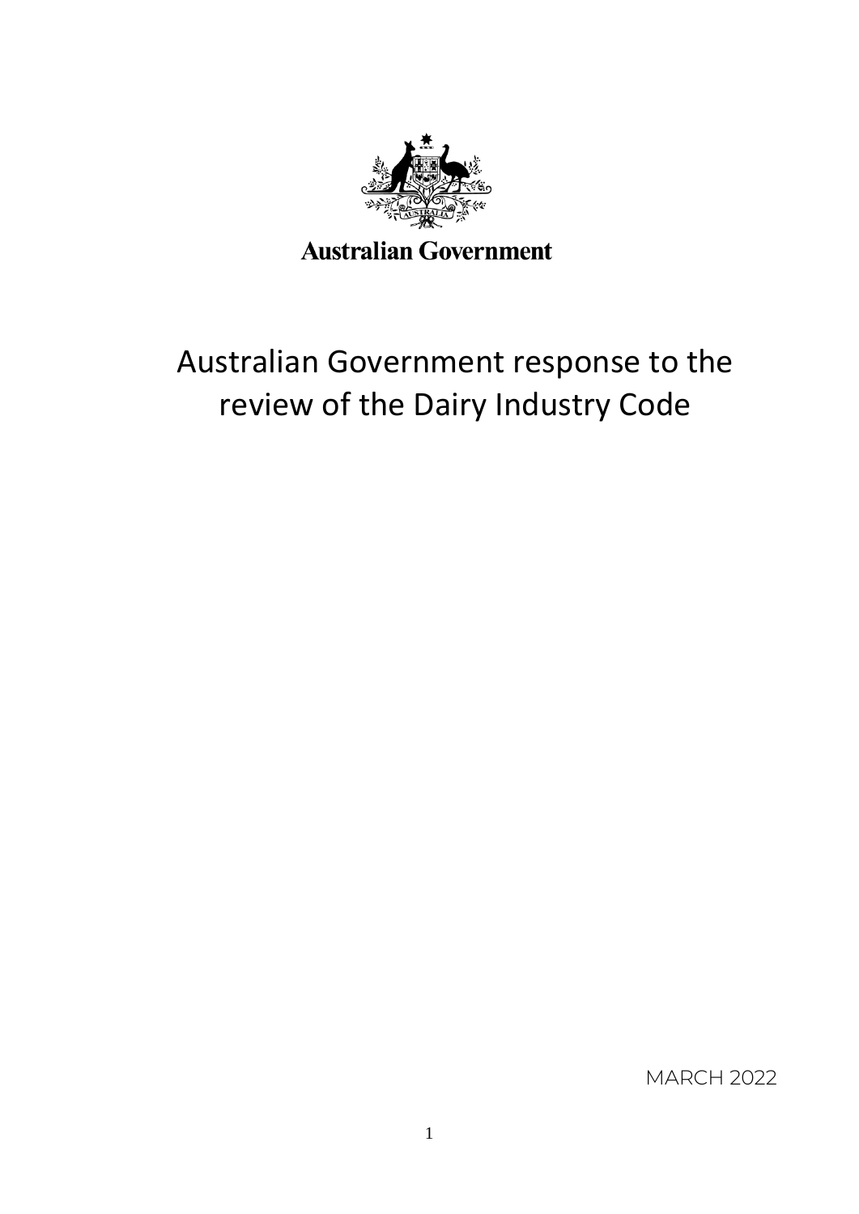Australian Government

# Australian Government response to the review of the Dairy Industry Code

MARCH 2022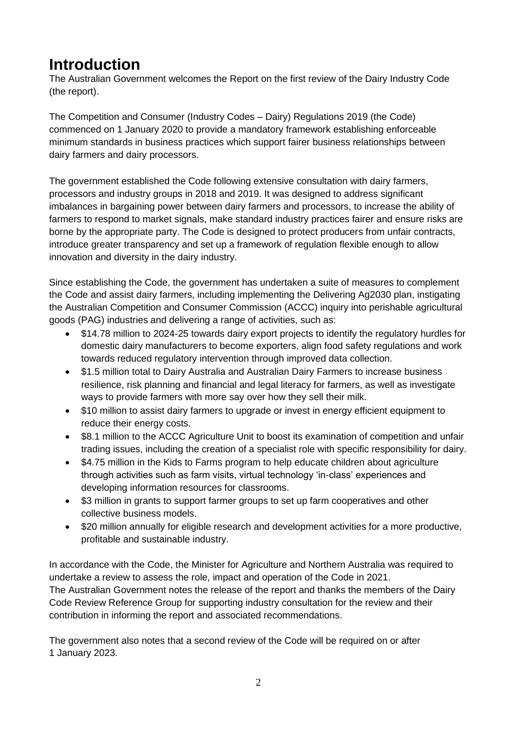# Introduction

The Australian Government welcomes the Report on the first review of the Dairy Industry Code (the report).

The Competition and Consumer (Industry Codes – Dairy) Regulations 2019 (the Code) commenced on 1 January 2020 to provide a mandatory framework establishing enforceable minimum standards in business practices which support fairer business relationships between dairy farmers and dairy processors.

The government established the Code following extensive consultation with dairy farmers, processors and industry groups in 2018 and 2019. It was designed to address significant imbalances in bargaining power between dairy farmers and processors, to increase the ability of farmers to respond to market signals, make standard industry practices fairer and ensure risks are borne by the appropriate party. The Code is designed to protect producers from unfair contracts, introduce greater transparency and set up a framework of regulation flexible enough to allow innovation and diversity in the dairy industry.

Since establishing the Code, the government has undertaken a suite of measures to complement the Code and assist dairy farmers, including implementing the Delivering Ag2030 plan, instigating the Australian Competition and Consumer Commission (ACCC) inquiry into perishable agricultural goods (PAG) industries and delivering a range of activities, such as:

- $14.78 million to 2024-25 towards dairy export projects to identify the regulatory hurdles for domestic dairy manufacturers to become exporters, align food safety regulations and work towards reduced regulatory intervention through improved data collection.
- $1.5 million total to Dairy Australia and Australian Dairy Farmers to increase business resilience, risk planning and financial and legal literacy for farmers, as well as investigate ways to provide farmers with more say over how they sell their milk.
- $10 million to assist dairy farmers to upgrade or invest in energy efficient equipment to reduce their energy costs.
- $8.1 million to the ACCC Agriculture Unit to boost its examination of competition and unfair trading issues, including the creation of a specialist role with specific responsibility for dairy.
- $4.75 million in the Kids to Farms program to help educate children about agriculture through activities such as farm visits, virtual technology 'in-class' experiences and developing information resources for classrooms.
- $3 million in grants to support farmer groups to set up farm cooperatives and other collective business models.
- $20 million annually for eligible research and development activities for a more productive, profitable and sustainable industry.

In accordance with the Code, the Minister for Agriculture and Northern Australia was required to undertake a review to assess the role, impact and operation of the Code in 2021. The Australian Government notes the release of the report and thanks the members of the Dairy Code Review Reference Group for supporting industry consultation for the review and their contribution in informing the report and associated recommendations.

The government also notes that a second review of the Code will be required on or after 1 January 2023.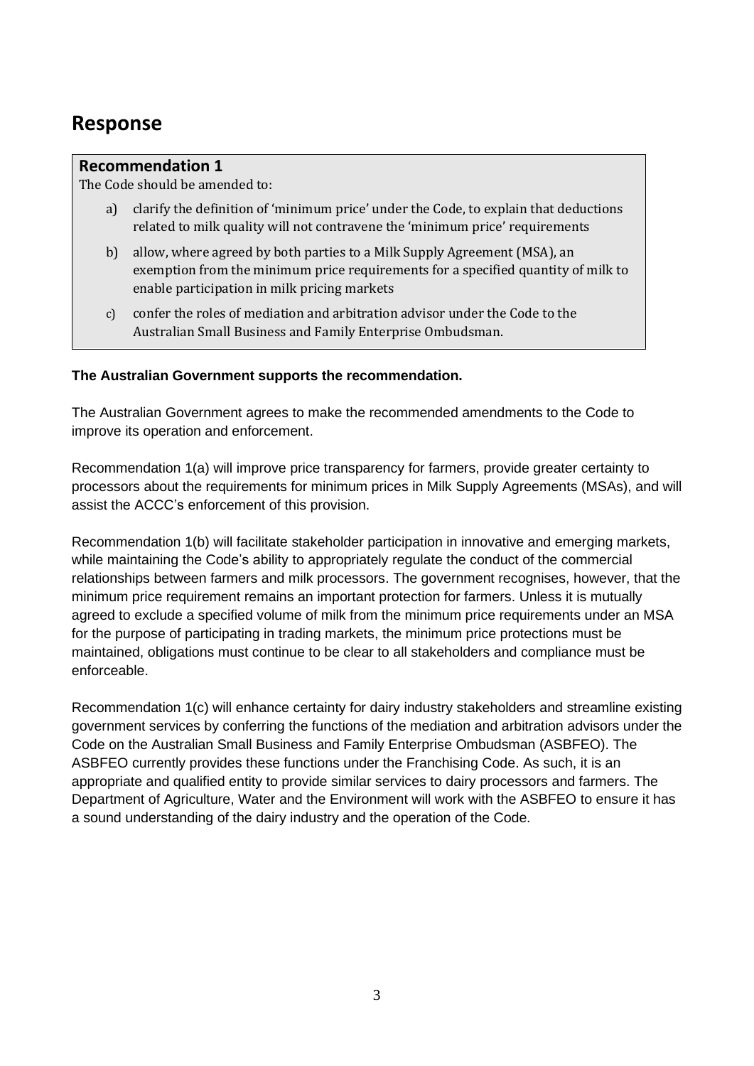# Response

> **Recommendation 1**
>
> The Code should be amended to:
>
> a) clarify the definition of 'minimum price' under the Code, to explain that deductions related to milk quality will not contravene the 'minimum price' requirements
>
> b) allow, where agreed by both parties to a Milk Supply Agreement (MSA), an exemption from the minimum price requirements for a specified quantity of milk to enable participation in milk pricing markets
>
> c) confer the roles of mediation and arbitration advisor under the Code to the Australian Small Business and Family Enterprise Ombudsman.

**The Australian Government supports the recommendation.**

The Australian Government agrees to make the recommended amendments to the Code to improve its operation and enforcement.

Recommendation 1(a) will improve price transparency for farmers, provide greater certainty to processors about the requirements for minimum prices in Milk Supply Agreements (MSAs), and will assist the ACCC's enforcement of this provision.

Recommendation 1(b) will facilitate stakeholder participation in innovative and emerging markets, while maintaining the Code's ability to appropriately regulate the conduct of the commercial relationships between farmers and milk processors. The government recognises, however, that the minimum price requirement remains an important protection for farmers. Unless it is mutually agreed to exclude a specified volume of milk from the minimum price requirements under an MSA for the purpose of participating in trading markets, the minimum price protections must be maintained, obligations must continue to be clear to all stakeholders and compliance must be enforceable.

Recommendation 1(c) will enhance certainty for dairy industry stakeholders and streamline existing government services by conferring the functions of the mediation and arbitration advisors under the Code on the Australian Small Business and Family Enterprise Ombudsman (ASBFEO). The ASBFEO currently provides these functions under the Franchising Code. As such, it is an appropriate and qualified entity to provide similar services to dairy processors and farmers. The Department of Agriculture, Water and the Environment will work with the ASBFEO to ensure it has a sound understanding of the dairy industry and the operation of the Code.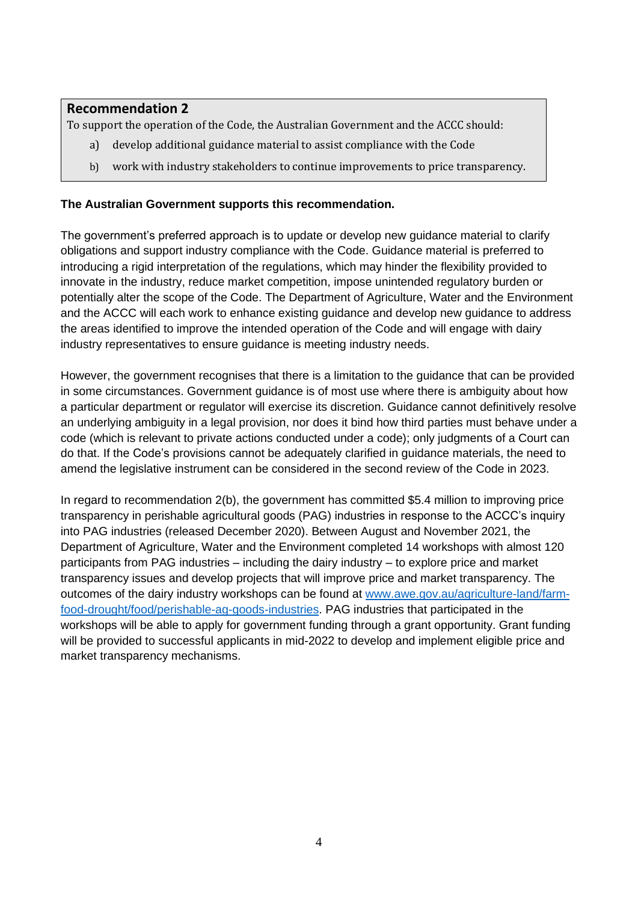## Recommendation 2

To support the operation of the Code, the Australian Government and the ACCC should:

a) develop additional guidance material to assist compliance with the Code

b) work with industry stakeholders to continue improvements to price transparency.

**The Australian Government supports this recommendation.**

The government's preferred approach is to update or develop new guidance material to clarify obligations and support industry compliance with the Code. Guidance material is preferred to introducing a rigid interpretation of the regulations, which may hinder the flexibility provided to innovate in the industry, reduce market competition, impose unintended regulatory burden or potentially alter the scope of the Code. The Department of Agriculture, Water and the Environment and the ACCC will each work to enhance existing guidance and develop new guidance to address the areas identified to improve the intended operation of the Code and will engage with dairy industry representatives to ensure guidance is meeting industry needs.

However, the government recognises that there is a limitation to the guidance that can be provided in some circumstances. Government guidance is of most use where there is ambiguity about how a particular department or regulator will exercise its discretion. Guidance cannot definitively resolve an underlying ambiguity in a legal provision, nor does it bind how third parties must behave under a code (which is relevant to private actions conducted under a code); only judgments of a Court can do that. If the Code's provisions cannot be adequately clarified in guidance materials, the need to amend the legislative instrument can be considered in the second review of the Code in 2023.

In regard to recommendation 2(b), the government has committed $5.4 million to improving price transparency in perishable agricultural goods (PAG) industries in response to the ACCC's inquiry into PAG industries (released December 2020). Between August and November 2021, the Department of Agriculture, Water and the Environment completed 14 workshops with almost 120 participants from PAG industries – including the dairy industry – to explore price and market transparency issues and develop projects that will improve price and market transparency. The outcomes of the dairy industry workshops can be found at [www.awe.gov.au/agriculture-land/farm-food-drought/food/perishable-ag-goods-industries](www.awe.gov.au/agriculture-land/farm-food-drought/food/perishable-ag-goods-industries). PAG industries that participated in the workshops will be able to apply for government funding through a grant opportunity. Grant funding will be provided to successful applicants in mid-2022 to develop and implement eligible price and market transparency mechanisms.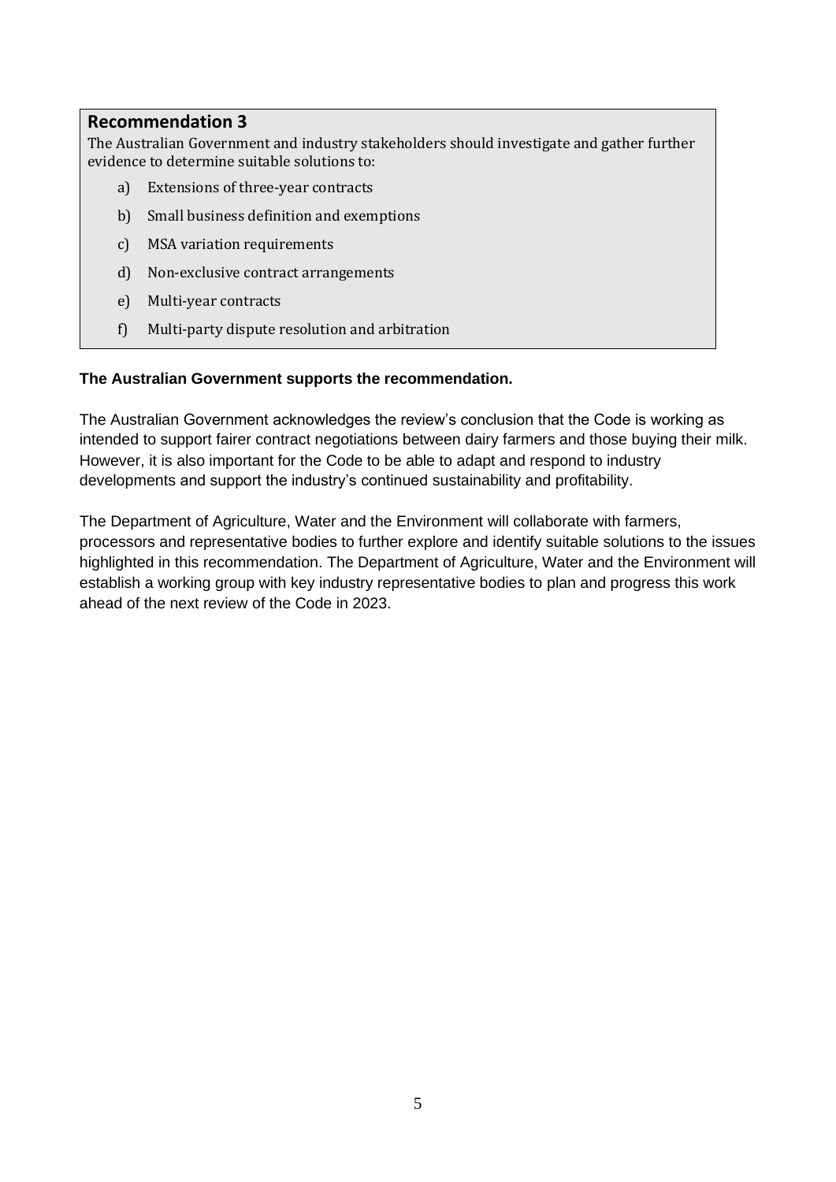## Recommendation 3

The Australian Government and industry stakeholders should investigate and gather further evidence to determine suitable solutions to:

a) Extensions of three-year contracts

b) Small business definition and exemptions

c) MSA variation requirements

d) Non-exclusive contract arrangements

e) Multi-year contracts

f) Multi-party dispute resolution and arbitration

**The Australian Government supports the recommendation.**

The Australian Government acknowledges the review's conclusion that the Code is working as intended to support fairer contract negotiations between dairy farmers and those buying their milk. However, it is also important for the Code to be able to adapt and respond to industry developments and support the industry's continued sustainability and profitability.

The Department of Agriculture, Water and the Environment will collaborate with farmers, processors and representative bodies to further explore and identify suitable solutions to the issues highlighted in this recommendation. The Department of Agriculture, Water and the Environment will establish a working group with key industry representative bodies to plan and progress this work ahead of the next review of the Code in 2023.